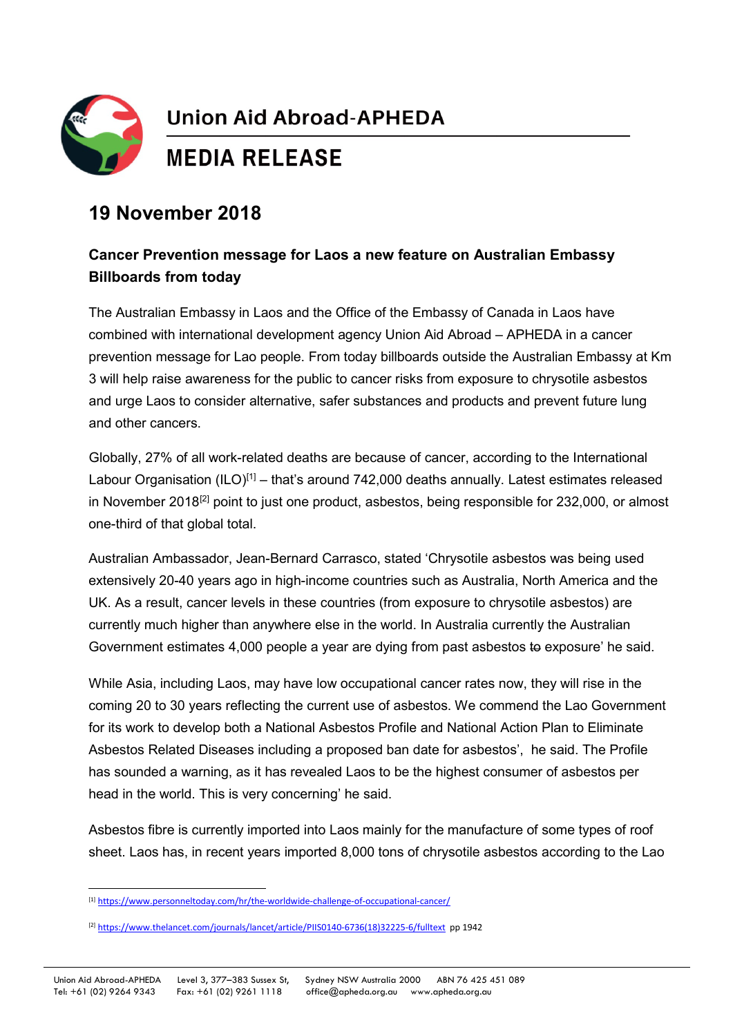# Union Aid Abroad-APHEDA

## MEDIA RELEASE

## 19 November 2018

**Cancer Prevention message for Laos a new feature on Australian Embassy Billboards from today**

The Australian Embassy in Laos and the Office of the Embassy of Canada in Laos have combined with international development agency Union Aid Abroad – APHEDA in a cancer prevention message for Lao people. From today billboards outside the Australian Embassy at Km 3 will help raise awareness for the public to cancer risks from exposure to chrysotile asbestos and urge Laos to consider alternative, safer substances and products and prevent future lung and other cancers.

Globally, 27% of all work-related deaths are because of cancer, according to the International Labour Organisation (ILO)[1] – that's around 742,000 deaths annually. Latest estimates released in November 2018[2] point to just one product, asbestos, being responsible for 232,000, or almost one-third of that global total.

Australian Ambassador, Jean-Bernard Carrasco, stated 'Chrysotile asbestos was being used extensively 20-40 years ago in high-income countries such as Australia, North America and the UK. As a result, cancer levels in these countries (from exposure to chrysotile asbestos) are currently much higher than anywhere else in the world. In Australia currently the Australian Government estimates 4,000 people a year are dying from past asbestos ~~to~~ exposure' he said.

While Asia, including Laos, may have low occupational cancer rates now, they will rise in the coming 20 to 30 years reflecting the current use of asbestos. We commend the Lao Government for its work to develop both a National Asbestos Profile and National Action Plan to Eliminate Asbestos Related Diseases including a proposed ban date for asbestos', he said. The Profile has sounded a warning, as it has revealed Laos to be the highest consumer of asbestos per head in the world. This is very concerning' he said.

Asbestos fibre is currently imported into Laos mainly for the manufacture of some types of roof sheet. Laos has, in recent years imported 8,000 tons of chrysotile asbestos according to the Lao

---

[1] https://www.personneltoday.com/hr/the-worldwide-challenge-of-occupational-cancer/

[2] https://www.thelancet.com/journals/lancet/article/PIIS0140-6736(18)32225-6/fulltext pp 1942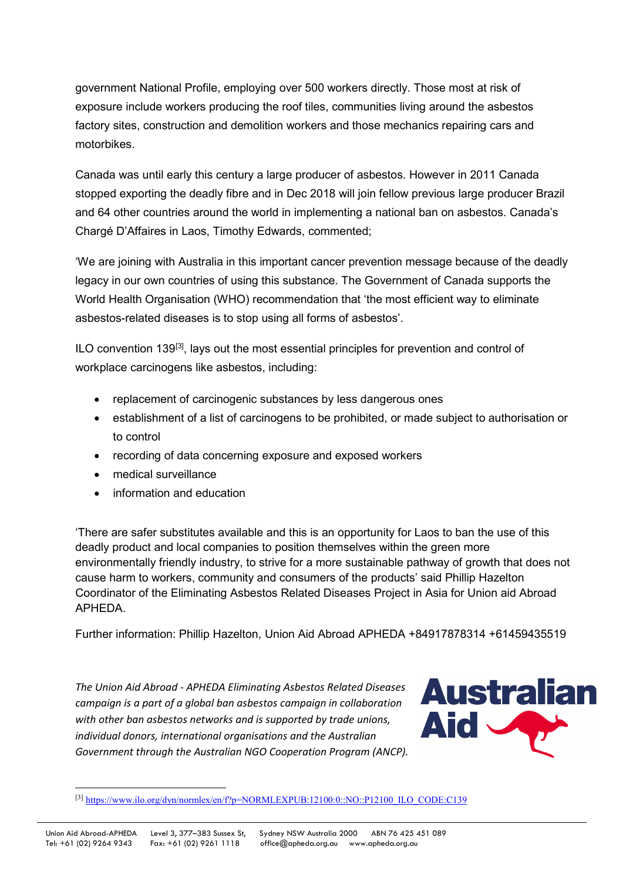government National Profile, employing over 500 workers directly. Those most at risk of exposure include workers producing the roof tiles, communities living around the asbestos factory sites, construction and demolition workers and those mechanics repairing cars and motorbikes.

Canada was until early this century a large producer of asbestos. However in 2011 Canada stopped exporting the deadly fibre and in Dec 2018 will join fellow previous large producer Brazil and 64 other countries around the world in implementing a national ban on asbestos. Canada's Chargé D'Affaires in Laos, Timothy Edwards, commented;

'We are joining with Australia in this important cancer prevention message because of the deadly legacy in our own countries of using this substance. The Government of Canada supports the World Health Organisation (WHO) recommendation that 'the most efficient way to eliminate asbestos-related diseases is to stop using all forms of asbestos'.

ILO convention 139[3], lays out the most essential principles for prevention and control of workplace carcinogens like asbestos, including:

- replacement of carcinogenic substances by less dangerous ones
- establishment of a list of carcinogens to be prohibited, or made subject to authorisation or to control
- recording of data concerning exposure and exposed workers
- medical surveillance
- information and education

'There are safer substitutes available and this is an opportunity for Laos to ban the use of this deadly product and local companies to position themselves within the green more environmentally friendly industry, to strive for a more sustainable pathway of growth that does not cause harm to workers, community and consumers of the products' said Phillip Hazelton Coordinator of the Eliminating Asbestos Related Diseases Project in Asia for Union aid Abroad APHEDA.

Further information: Phillip Hazelton, Union Aid Abroad APHEDA +84917878314 +61459435519

*The Union Aid Abroad - APHEDA Eliminating Asbestos Related Diseases campaign is a part of a global ban asbestos campaign in collaboration with other ban asbestos networks and is supported by trade unions, individual donors, international organisations and the Australian Government through the Australian NGO Cooperation Program (ANCP).*

Australian Aid

[3] https://www.ilo.org/dyn/normlex/en/f?p=NORMLEXPUB:12100:0::NO::P12100_ILO_CODE:C139